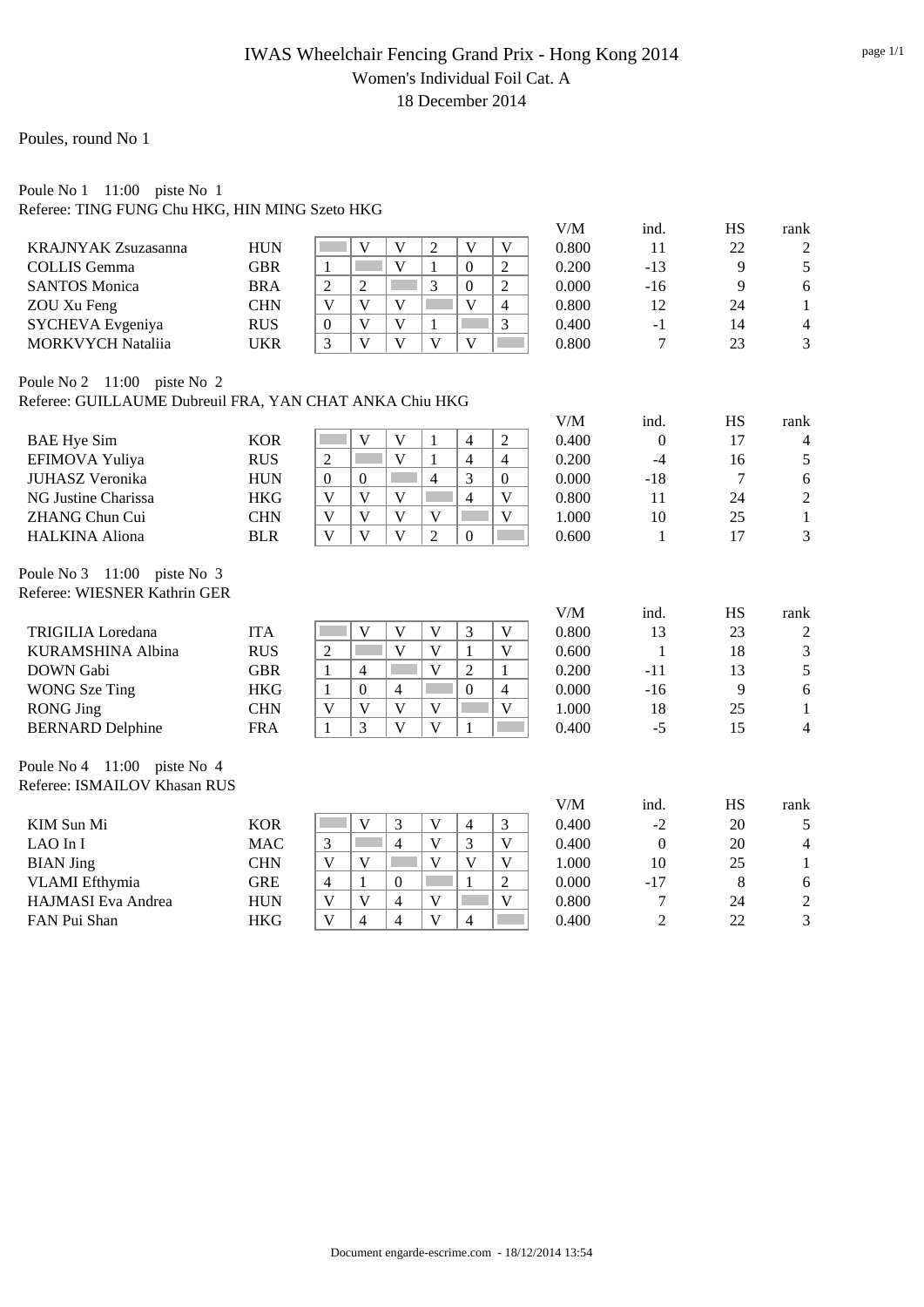# IWAS Wheelchair Fencing Grand Prix - Hong Kong 2014

## Women's Individual Foil Cat. A

### 18 December 2014

Poules, round No 1

Poule No 1 11:00 piste No 1
Referee: TING FUNG Chu HKG, HIN MING Szeto HKG

| Name | Nation | 1 | 2 | 3 | 4 | 5 | 6 | V/M | ind. | HS | rank |
|---|---|---|---|---|---|---|---|---|---|---|---|
| KRAJNYAK Zsuzasanna | HUN | | V | V | 2 | V | V | 0.800 | 11 | 22 | 2 |
| COLLIS Gemma | GBR | 1 | | V | 1 | 0 | 2 | 0.200 | -13 | 9 | 5 |
| SANTOS Monica | BRA | 2 | 2 | | 3 | 0 | 2 | 0.000 | -16 | 9 | 6 |
| ZOU Xu Feng | CHN | V | V | V | | V | 4 | 0.800 | 12 | 24 | 1 |
| SYCHEVA Evgeniya | RUS | 0 | V | V | 1 | | 3 | 0.400 | -1 | 14 | 4 |
| MORKVYCH Nataliia | UKR | 3 | V | V | V | V | | 0.800 | 7 | 23 | 3 |

Poule No 2 11:00 piste No 2
Referee: GUILLAUME Dubreuil FRA, YAN CHAT ANKA Chiu HKG

| Name | Nation | 1 | 2 | 3 | 4 | 5 | 6 | V/M | ind. | HS | rank |
|---|---|---|---|---|---|---|---|---|---|---|---|
| BAE Hye Sim | KOR | | V | V | 1 | 4 | 2 | 0.400 | 0 | 17 | 4 |
| EFIMOVA Yuliya | RUS | 2 | | V | 1 | 4 | 4 | 0.200 | -4 | 16 | 5 |
| JUHASZ Veronika | HUN | 0 | 0 | | 4 | 3 | 0 | 0.000 | -18 | 7 | 6 |
| NG Justine Charissa | HKG | V | V | V | | 4 | V | 0.800 | 11 | 24 | 2 |
| ZHANG Chun Cui | CHN | V | V | V | V | | V | 1.000 | 10 | 25 | 1 |
| HALKINA Aliona | BLR | V | V | V | 2 | 0 | | 0.600 | 1 | 17 | 3 |

Poule No 3 11:00 piste No 3
Referee: WIESNER Kathrin GER

| Name | Nation | 1 | 2 | 3 | 4 | 5 | 6 | V/M | ind. | HS | rank |
|---|---|---|---|---|---|---|---|---|---|---|---|
| TRIGILIA Loredana | ITA | | V | V | V | 3 | V | 0.800 | 13 | 23 | 2 |
| KURAMSHINA Albina | RUS | 2 | | V | V | 1 | V | 0.600 | 1 | 18 | 3 |
| DOWN Gabi | GBR | 1 | 4 | | V | 2 | 1 | 0.200 | -11 | 13 | 5 |
| WONG Sze Ting | HKG | 1 | 0 | 4 | | 0 | 4 | 0.000 | -16 | 9 | 6 |
| RONG Jing | CHN | V | V | V | V | | V | 1.000 | 18 | 25 | 1 |
| BERNARD Delphine | FRA | 1 | 3 | V | V | 1 | | 0.400 | -5 | 15 | 4 |

Poule No 4 11:00 piste No 4
Referee: ISMAILOV Khasan RUS

| Name | Nation | 1 | 2 | 3 | 4 | 5 | 6 | V/M | ind. | HS | rank |
|---|---|---|---|---|---|---|---|---|---|---|---|
| KIM Sun Mi | KOR | | V | 3 | V | 4 | 3 | 0.400 | -2 | 20 | 5 |
| LAO In I | MAC | 3 | | 4 | V | 3 | V | 0.400 | 0 | 20 | 4 |
| BIAN Jing | CHN | V | V | | V | V | V | 1.000 | 10 | 25 | 1 |
| VLAMI Efthymia | GRE | 4 | 1 | 0 | | 1 | 2 | 0.000 | -17 | 8 | 6 |
| HAJMASI Eva Andrea | HUN | V | V | 4 | V | | V | 0.800 | 7 | 24 | 2 |
| FAN Pui Shan | HKG | V | 4 | 4 | V | 4 | | 0.400 | 2 | 22 | 3 |

Document engarde-escrime.com - 18/12/2014 13:54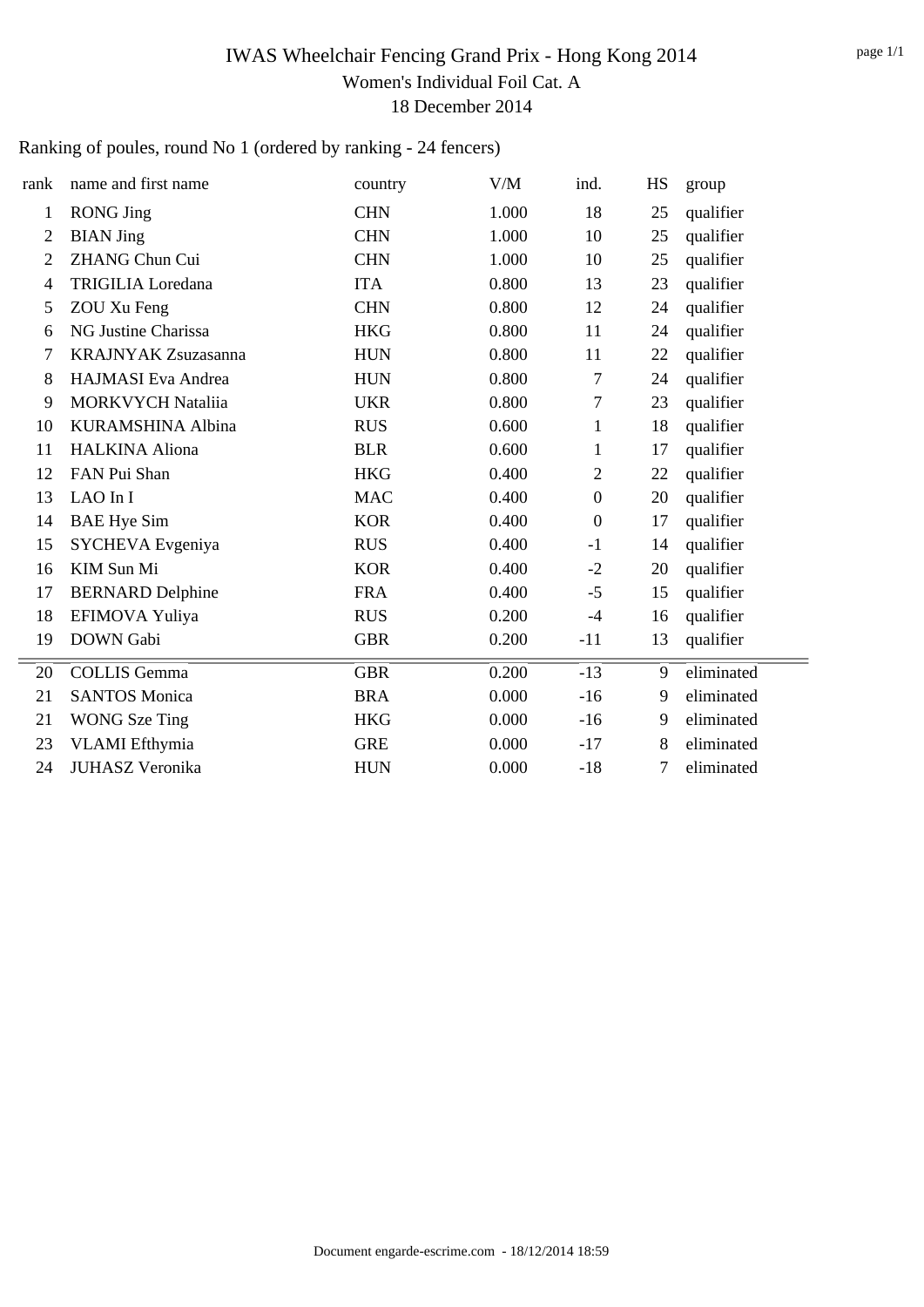# IWAS Wheelchair Fencing Grand Prix - Hong Kong 2014

## Women's Individual Foil Cat. A

### 18 December 2014

Ranking of poules, round No 1 (ordered by ranking - 24 fencers)

| rank | name and first name | country | V/M | ind. | HS | group |
|---|---|---|---|---|---|---|
| 1 | RONG Jing | CHN | 1.000 | 18 | 25 | qualifier |
| 2 | BIAN Jing | CHN | 1.000 | 10 | 25 | qualifier |
| 2 | ZHANG Chun Cui | CHN | 1.000 | 10 | 25 | qualifier |
| 4 | TRIGILIA Loredana | ITA | 0.800 | 13 | 23 | qualifier |
| 5 | ZOU Xu Feng | CHN | 0.800 | 12 | 24 | qualifier |
| 6 | NG Justine Charissa | HKG | 0.800 | 11 | 24 | qualifier |
| 7 | KRAJNYAK Zsuzasanna | HUN | 0.800 | 11 | 22 | qualifier |
| 8 | HAJMASI Eva Andrea | HUN | 0.800 | 7 | 24 | qualifier |
| 9 | MORKVYCH Nataliia | UKR | 0.800 | 7 | 23 | qualifier |
| 10 | KURAMSHINA Albina | RUS | 0.600 | 1 | 18 | qualifier |
| 11 | HALKINA Aliona | BLR | 0.600 | 1 | 17 | qualifier |
| 12 | FAN Pui Shan | HKG | 0.400 | 2 | 22 | qualifier |
| 13 | LAO In I | MAC | 0.400 | 0 | 20 | qualifier |
| 14 | BAE Hye Sim | KOR | 0.400 | 0 | 17 | qualifier |
| 15 | SYCHEVA Evgeniya | RUS | 0.400 | -1 | 14 | qualifier |
| 16 | KIM Sun Mi | KOR | 0.400 | -2 | 20 | qualifier |
| 17 | BERNARD Delphine | FRA | 0.400 | -5 | 15 | qualifier |
| 18 | EFIMOVA Yuliya | RUS | 0.200 | -4 | 16 | qualifier |
| 19 | DOWN Gabi | GBR | 0.200 | -11 | 13 | qualifier |
| 20 | COLLIS Gemma | GBR | 0.200 | -13 | 9 | eliminated |
| 21 | SANTOS Monica | BRA | 0.000 | -16 | 9 | eliminated |
| 21 | WONG Sze Ting | HKG | 0.000 | -16 | 9 | eliminated |
| 23 | VLAMI Efthymia | GRE | 0.000 | -17 | 8 | eliminated |
| 24 | JUHASZ Veronika | HUN | 0.000 | -18 | 7 | eliminated |

Document engarde-escrime.com - 18/12/2014 18:59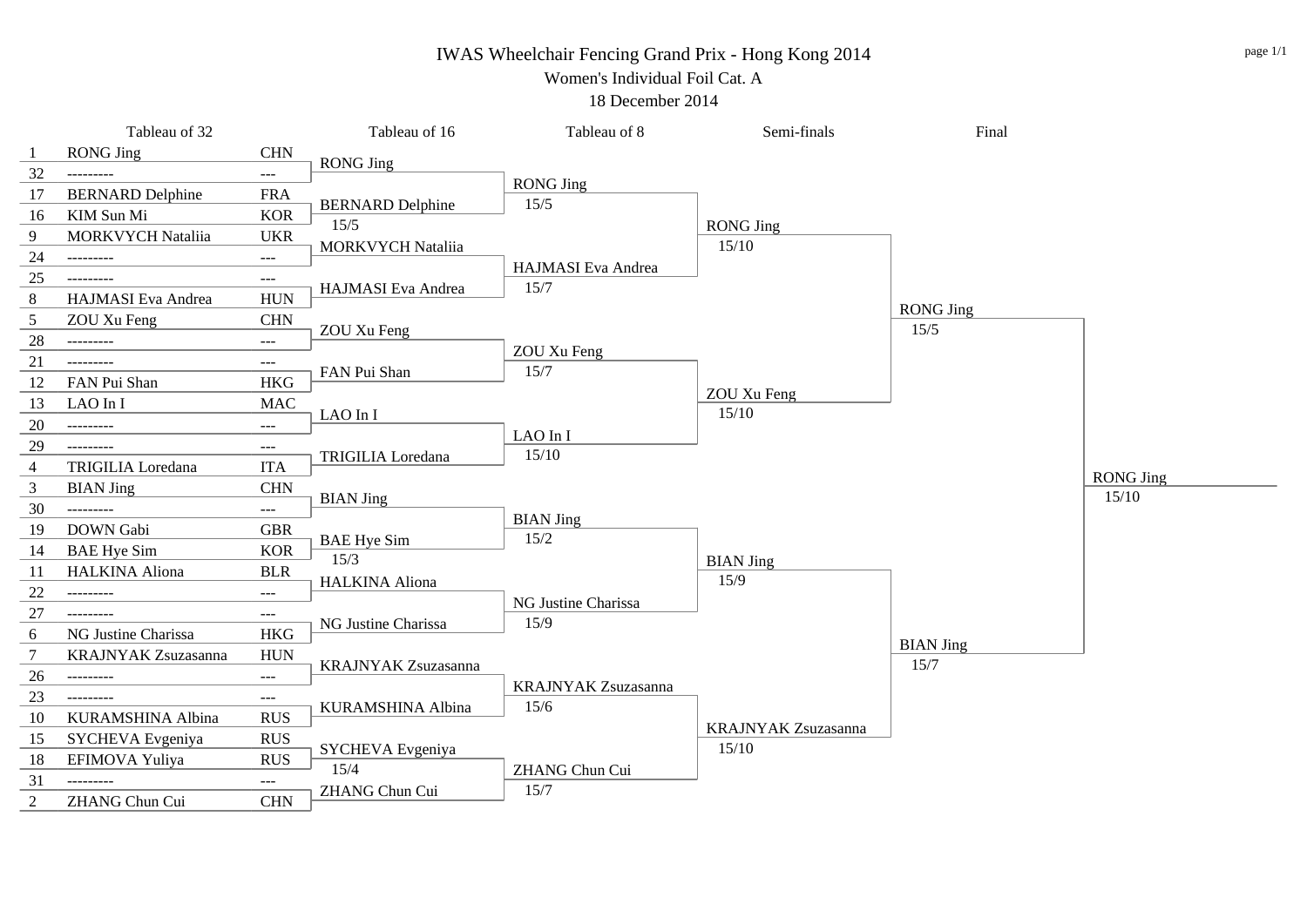# IWAS Wheelchair Fencing Grand Prix - Hong Kong 2014

## Women's Individual Foil Cat. A

18 December 2014

| Seed | Tableau of 32 | Nation | Tableau of 16 | Tableau of 8 | Semi-finals | Final |
|---|---|---|---|---|---|---|
| 1 | RONG Jing | CHN | RONG Jing | RONG Jing 15/5 | RONG Jing 15/10 | RONG Jing 15/5 |
| 32 | --------- | --- | | | | |
| 17 | BERNARD Delphine | FRA | BERNARD Delphine 15/5 | | | |
| 16 | KIM Sun Mi | KOR | | | | |
| 9 | MORKVYCH Nataliia | UKR | MORKVYCH Nataliia | HAJMASI Eva Andrea 15/7 | | |
| 24 | --------- | --- | | | | |
| 25 | --------- | --- | HAJMASI Eva Andrea | | | |
| 8 | HAJMASI Eva Andrea | HUN | | | | |
| 5 | ZOU Xu Feng | CHN | ZOU Xu Feng | ZOU Xu Feng 15/7 | ZOU Xu Feng 15/10 | |
| 28 | --------- | --- | | | | |
| 21 | --------- | --- | FAN Pui Shan | | | |
| 12 | FAN Pui Shan | HKG | | | | |
| 13 | LAO In I | MAC | LAO In I | LAO In I 15/10 | | |
| 20 | --------- | --- | | | | |
| 29 | --------- | --- | TRIGILIA Loredana | | | |
| 4 | TRIGILIA Loredana | ITA | | | | |
| 3 | BIAN Jing | CHN | BIAN Jing | BIAN Jing 15/2 | BIAN Jing 15/9 | BIAN Jing 15/7 |
| 30 | --------- | --- | | | | |
| 19 | DOWN Gabi | GBR | BAE Hye Sim 15/3 | | | |
| 14 | BAE Hye Sim | KOR | | | | |
| 11 | HALKINA Aliona | BLR | HALKINA Aliona | NG Justine Charissa 15/9 | | |
| 22 | --------- | --- | | | | |
| 27 | --------- | --- | NG Justine Charissa | | | |
| 6 | NG Justine Charissa | HKG | | | | |
| 7 | KRAJNYAK Zsuzasanna | HUN | KRAJNYAK Zsuzasanna | KRAJNYAK Zsuzasanna 15/6 | KRAJNYAK Zsuzasanna 15/10 | |
| 26 | --------- | --- | | | | |
| 23 | --------- | --- | KURAMSHINA Albina | | | |
| 10 | KURAMSHINA Albina | RUS | | | | |
| 15 | SYCHEVA Evgeniya | RUS | SYCHEVA Evgeniya 15/4 | ZHANG Chun Cui 15/7 | | |
| 18 | EFIMOVA Yuliya | RUS | | | | |
| 31 | --------- | --- | ZHANG Chun Cui | | | |
| 2 | ZHANG Chun Cui | CHN | | | | |

**Winner:** RONG Jing 15/10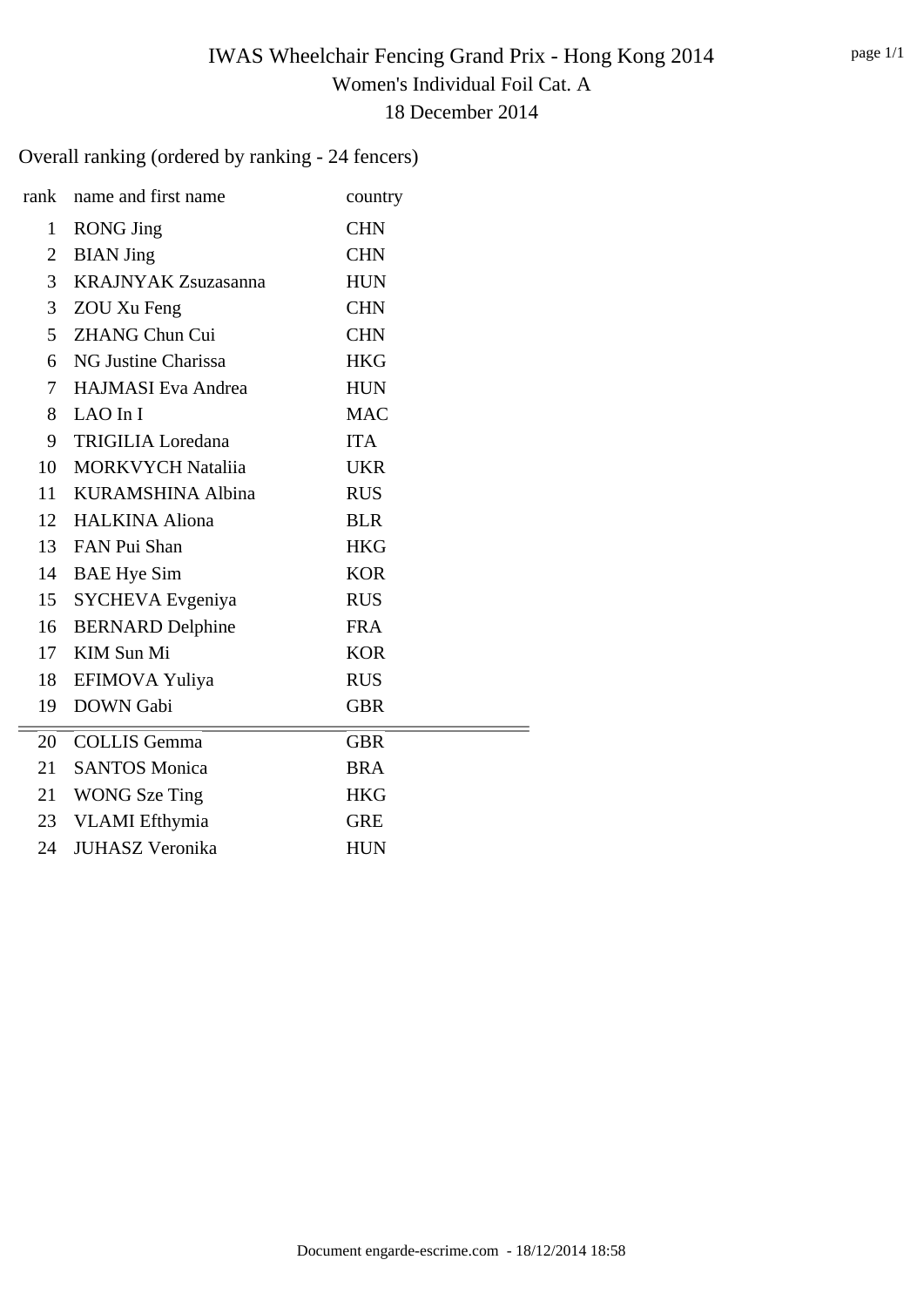# IWAS Wheelchair Fencing Grand Prix - Hong Kong 2014

## Women's Individual Foil Cat. A

18 December 2014

Overall ranking (ordered by ranking - 24 fencers)

| rank | name and first name | country |
|---|---|---|
| 1 | RONG Jing | CHN |
| 2 | BIAN Jing | CHN |
| 3 | KRAJNYAK Zsuzasanna | HUN |
| 3 | ZOU Xu Feng | CHN |
| 5 | ZHANG Chun Cui | CHN |
| 6 | NG Justine Charissa | HKG |
| 7 | HAJMASI Eva Andrea | HUN |
| 8 | LAO In I | MAC |
| 9 | TRIGILIA Loredana | ITA |
| 10 | MORKVYCH Nataliia | UKR |
| 11 | KURAMSHINA Albina | RUS |
| 12 | HALKINA Aliona | BLR |
| 13 | FAN Pui Shan | HKG |
| 14 | BAE Hye Sim | KOR |
| 15 | SYCHEVA Evgeniya | RUS |
| 16 | BERNARD Delphine | FRA |
| 17 | KIM Sun Mi | KOR |
| 18 | EFIMOVA Yuliya | RUS |
| 19 | DOWN Gabi | GBR |
| 20 | COLLIS Gemma | GBR |
| 21 | SANTOS Monica | BRA |
| 21 | WONG Sze Ting | HKG |
| 23 | VLAMI Efthymia | GRE |
| 24 | JUHASZ Veronika | HUN |

Document engarde-escrime.com - 18/12/2014 18:58